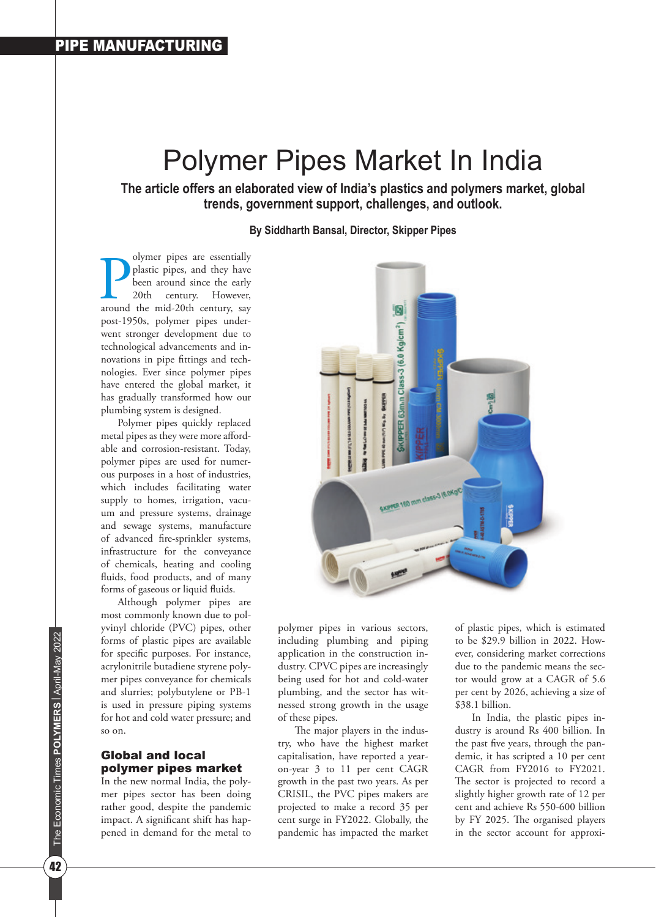# Polymer Pipes Market In India

**The article offers an elaborated view of India's plastics and polymers market, global trends, government support, challenges, and outlook.**

**By Siddharth Bansal, Director, Skipper Pipes**

Polymer pipes are essentially plastic pipes, and they have been around since the early 20th century. However, around the mid-20th century, say post-1950s, polymer pipes underwent stronger development due to technological advancements and innovations in pipe fittings and technologies. Ever since polymer pipes have entered the global market, it has gradually transformed how our plumbing system is designed.

Polymer pipes quickly replaced metal pipes as they were more affordable and corrosion-resistant. Today, polymer pipes are used for numerous purposes in a host of industries, which includes facilitating water supply to homes, irrigation, vacuum and pressure systems, drainage and sewage systems, manufacture of advanced fire-sprinkler systems, infrastructure for the conveyance of chemicals, heating and cooling fluids, food products, and of many forms of gaseous or liquid fluids.

Although polymer pipes are most commonly known due to polyvinyl chloride (PVC) pipes, other forms of plastic pipes are available for specific purposes. For instance, acrylonitrile butadiene styrene polymer pipes conveyance for chemicals and slurries; polybutylene or PB-1 is used in pressure piping systems for hot and cold water pressure; and so on.

## Global and local polymer pipes market

In the new normal India, the polymer pipes sector has been doing rather good, despite the pandemic impact. A significant shift has happened in demand for the metal to polymer pipes in various sectors, including plumbing and piping application in the construction industry. CPVC pipes are increasingly being used for hot and cold-water plumbing, and the sector has witnessed strong growth in the usage of these pipes.

The major players in the industry, who have the highest market capitalisation, have reported a year-on-year 3 to 11 per cent CAGR growth in the past two years. As per CRISIL, the PVC pipes makers are projected to make a record 35 per cent surge in FY2022. Globally, the pandemic has impacted the market of plastic pipes, which is estimated to be $29.9 billion in 2022. However, considering market corrections due to the pandemic means the sector would grow at a CAGR of 5.6 per cent by 2026, achieving a size of $38.1 billion.

In India, the plastic pipes industry is around Rs 400 billion. In the past five years, through the pandemic, it has scripted a 10 per cent CAGR from FY2016 to FY2021. The sector is projected to record a slightly higher growth rate of 12 per cent and achieve Rs 550-600 billion by FY 2025. The organised players in the sector account for approxi-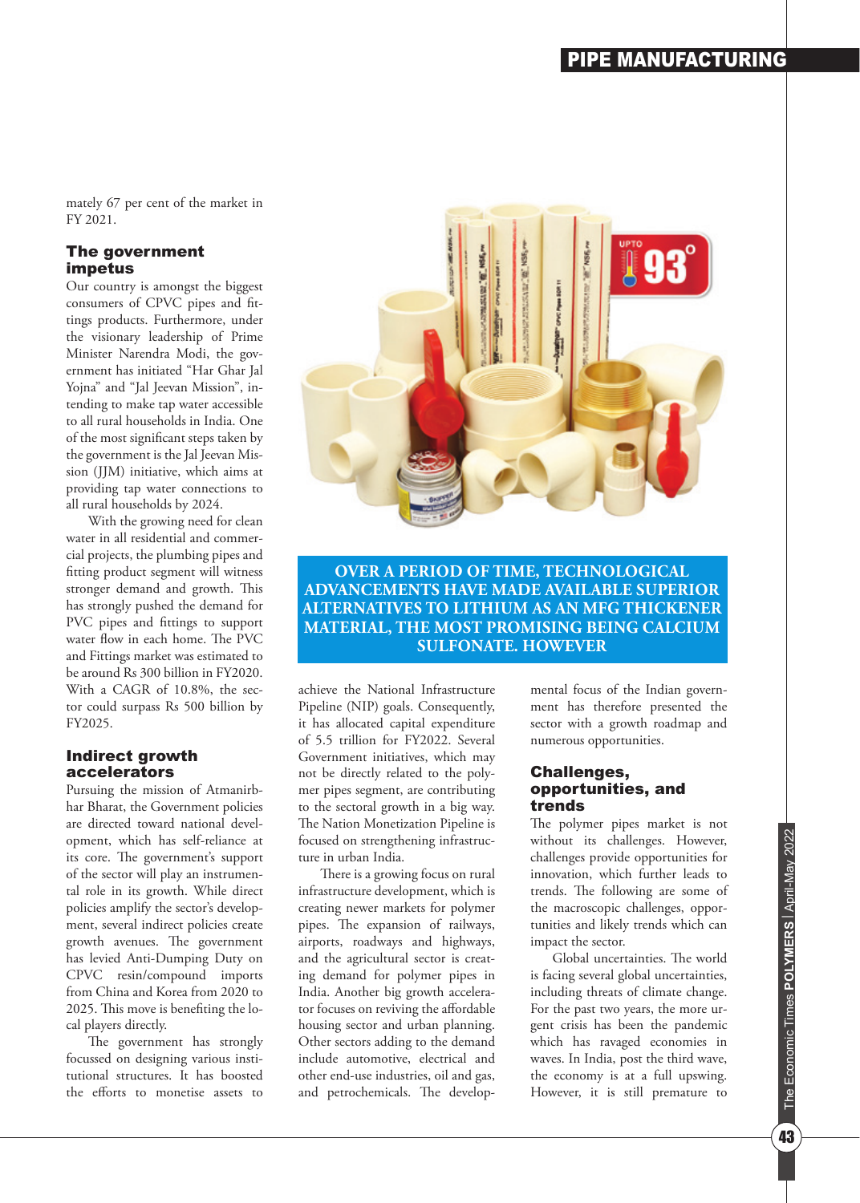mately 67 per cent of the market in FY 2021.

## The government impetus

Our country is amongst the biggest consumers of CPVC pipes and fittings products. Furthermore, under the visionary leadership of Prime Minister Narendra Modi, the government has initiated "Har Ghar Jal Yojna" and "Jal Jeevan Mission", intending to make tap water accessible to all rural households in India. One of the most significant steps taken by the government is the Jal Jeevan Mission (JJM) initiative, which aims at providing tap water connections to all rural households by 2024.

With the growing need for clean water in all residential and commercial projects, the plumbing pipes and fitting product segment will witness stronger demand and growth. This has strongly pushed the demand for PVC pipes and fittings to support water flow in each home. The PVC and Fittings market was estimated to be around Rs 300 billion in FY2020. With a CAGR of 10.8%, the sector could surpass Rs 500 billion by FY2025.

## Indirect growth accelerators

Pursuing the mission of Atmanirbhar Bharat, the Government policies are directed toward national development, which has self-reliance at its core. The government's support of the sector will play an instrumental role in its growth. While direct policies amplify the sector's development, several indirect policies create growth avenues. The government has levied Anti-Dumping Duty on CPVC resin/compound imports from China and Korea from 2020 to 2025. This move is benefiting the local players directly.

The government has strongly focussed on designing various institutional structures. It has boosted the efforts to monetise assets to

**OVER A PERIOD OF TIME, TECHNOLOGICAL ADVANCEMENTS HAVE MADE AVAILABLE SUPERIOR ALTERNATIVES TO LITHIUM AS AN MFG THICKENER MATERIAL, THE MOST PROMISING BEING CALCIUM SULFONATE. HOWEVER**

achieve the National Infrastructure Pipeline (NIP) goals. Consequently, it has allocated capital expenditure of 5.5 trillion for FY2022. Several Government initiatives, which may not be directly related to the polymer pipes segment, are contributing to the sectoral growth in a big way. The Nation Monetization Pipeline is focused on strengthening infrastructure in urban India.

There is a growing focus on rural infrastructure development, which is creating newer markets for polymer pipes. The expansion of railways, airports, roadways and highways, and the agricultural sector is creating demand for polymer pipes in India. Another big growth accelerator focuses on reviving the affordable housing sector and urban planning. Other sectors adding to the demand include automotive, electrical and other end-use industries, oil and gas, and petrochemicals. The developmental focus of the Indian government has therefore presented the sector with a growth roadmap and numerous opportunities.

## Challenges, opportunities, and trends

The polymer pipes market is not without its challenges. However, challenges provide opportunities for innovation, which further leads to trends. The following are some of the macroscopic challenges, opportunities and likely trends which can impact the sector.

Global uncertainties. The world is facing several global uncertainties, including threats of climate change. For the past two years, the more urgent crisis has been the pandemic which has ravaged economies in waves. In India, post the third wave, the economy is at a full upswing. However, it is still premature to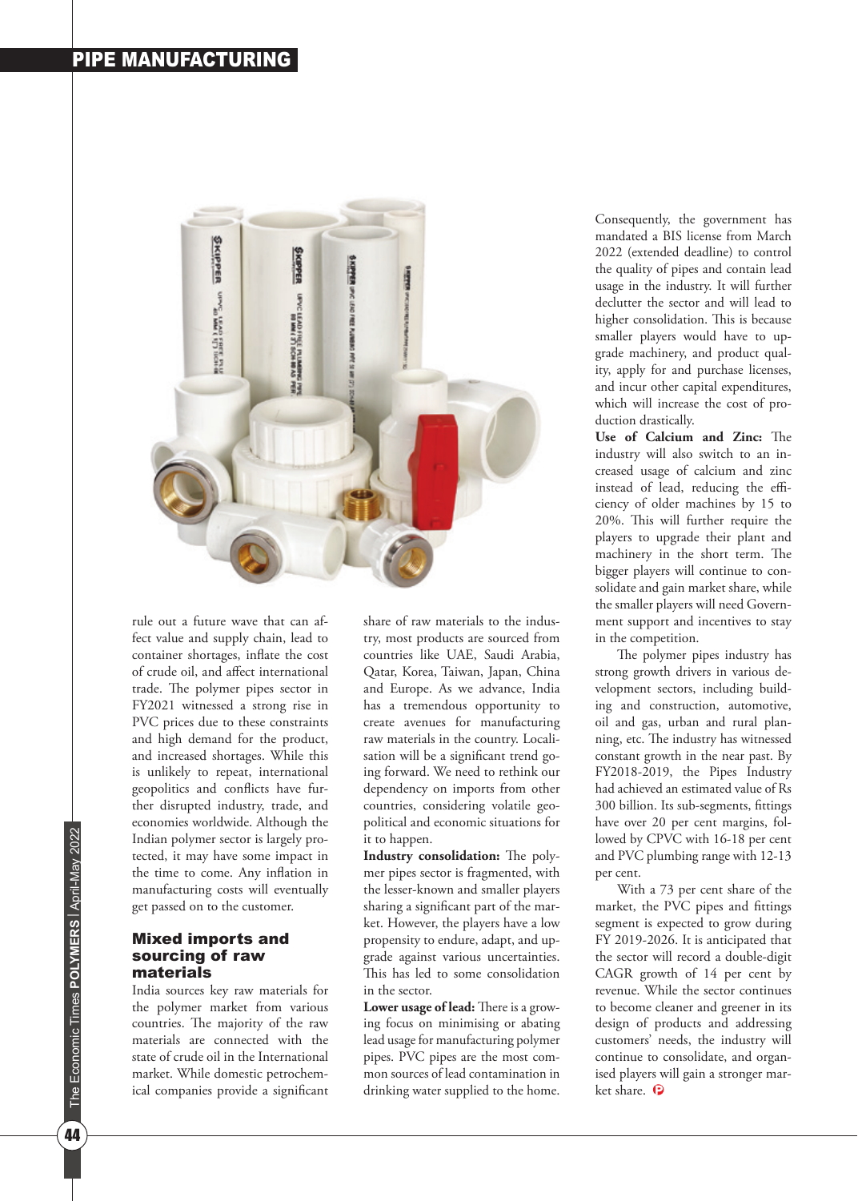rule out a future wave that can affect value and supply chain, lead to container shortages, inflate the cost of crude oil, and affect international trade. The polymer pipes sector in FY2021 witnessed a strong rise in PVC prices due to these constraints and high demand for the product, and increased shortages. While this is unlikely to repeat, international geopolitics and conflicts have further disrupted industry, trade, and economies worldwide. Although the Indian polymer sector is largely protected, it may have some impact in the time to come. Any inflation in manufacturing costs will eventually get passed on to the customer.

## Mixed imports and sourcing of raw materials

India sources key raw materials for the polymer market from various countries. The majority of the raw materials are connected with the state of crude oil in the International market. While domestic petrochemical companies provide a significant share of raw materials to the industry, most products are sourced from countries like UAE, Saudi Arabia, Qatar, Korea, Taiwan, Japan, China and Europe. As we advance, India has a tremendous opportunity to create avenues for manufacturing raw materials in the country. Localisation will be a significant trend going forward. We need to rethink our dependency on imports from other countries, considering volatile geopolitical and economic situations for it to happen.

**Industry consolidation:** The polymer pipes sector is fragmented, with the lesser-known and smaller players sharing a significant part of the market. However, the players have a low propensity to endure, adapt, and upgrade against various uncertainties. This has led to some consolidation in the sector.

**Lower usage of lead:** There is a growing focus on minimising or abating lead usage for manufacturing polymer pipes. PVC pipes are the most common sources of lead contamination in drinking water supplied to the home. Consequently, the government has mandated a BIS license from March 2022 (extended deadline) to control the quality of pipes and contain lead usage in the industry. It will further declutter the sector and will lead to higher consolidation. This is because smaller players would have to upgrade machinery, and product quality, apply for and purchase licenses, and incur other capital expenditures, which will increase the cost of production drastically.

**Use of Calcium and Zinc:** The industry will also switch to an increased usage of calcium and zinc instead of lead, reducing the efficiency of older machines by 15 to 20%. This will further require the players to upgrade their plant and machinery in the short term. The bigger players will continue to consolidate and gain market share, while the smaller players will need Government support and incentives to stay in the competition.

The polymer pipes industry has strong growth drivers in various development sectors, including building and construction, automotive, oil and gas, urban and rural planning, etc. The industry has witnessed constant growth in the near past. By FY2018-2019, the Pipes Industry had achieved an estimated value of Rs 300 billion. Its sub-segments, fittings have over 20 per cent margins, followed by CPVC with 16-18 per cent and PVC plumbing range with 12-13 per cent.

With a 73 per cent share of the market, the PVC pipes and fittings segment is expected to grow during FY 2019-2026. It is anticipated that the sector will record a double-digit CAGR growth of 14 per cent by revenue. While the sector continues to become cleaner and greener in its design of products and addressing customers' needs, the industry will continue to consolidate, and organised players will gain a stronger market share.